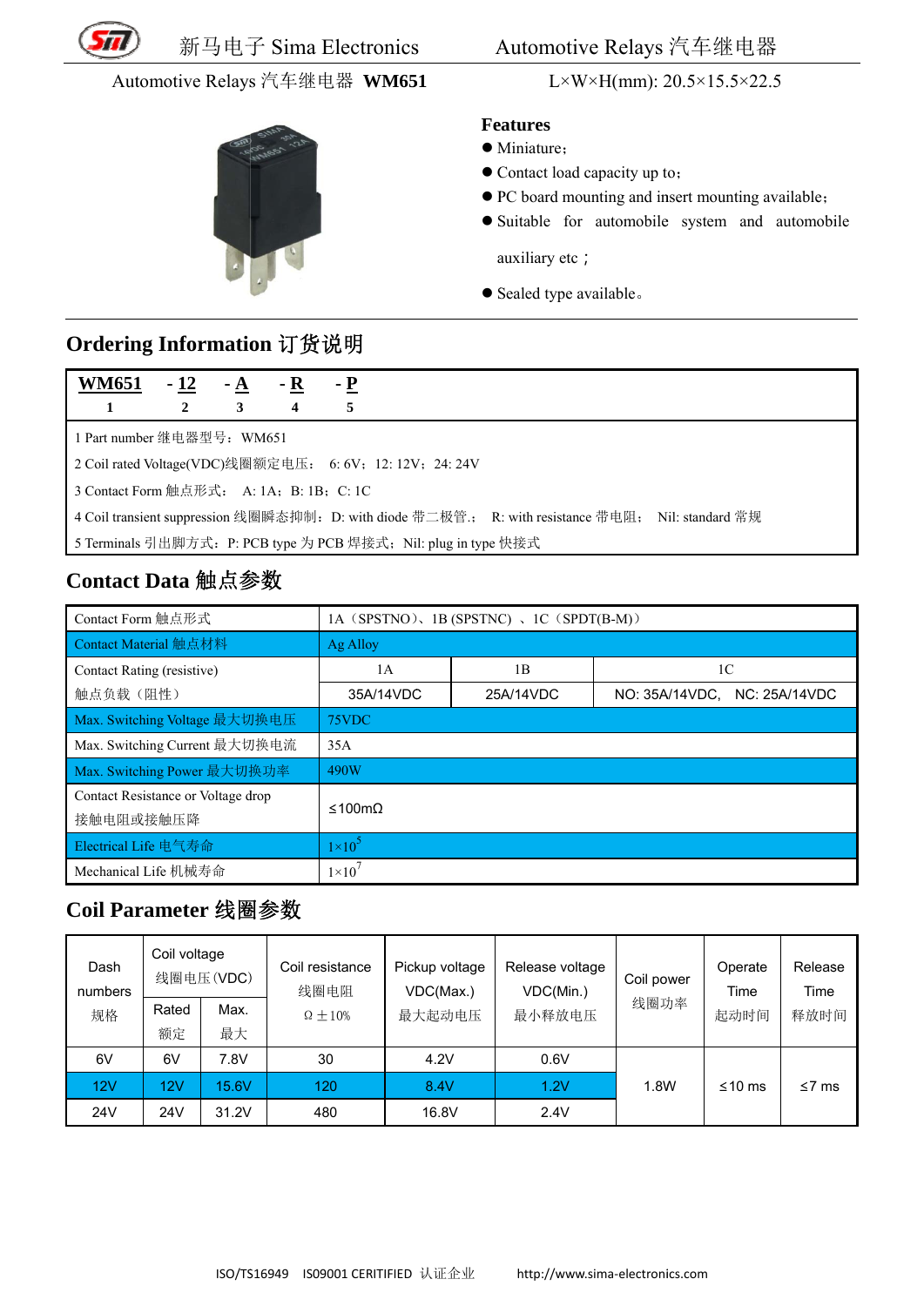Automotive Relays 汽车继电器 **WM651**　　　　L×W×H(mm): 20.5×15.5×22.5

### Features

- Miniature;
- Contact load capacity up to;
- PC board mounting and insert mounting available;
- Suitable for automobile system and automobile auxiliary etc;
- Sealed type available。

## Ordering Information 订货说明

| **WM651** | **- 12** | **- A** | **- R** | **- P** |
|---|---|---|---|---|
| 1 | 2 | 3 | 4 | 5 |

1 Part number 继电器型号：WM651

2 Coil rated Voltage(VDC)线圈额定电压：　6: 6V；12: 12V；24: 24V

3 Contact Form 触点形式：　A: 1A；B: 1B；C: 1C

4 Coil transient suppression 线圈瞬态抑制：D: with diode 带二极管.；　R: with resistance 带电阻；　Nil: standard 常规

5 Terminals 引出脚方式：P: PCB type 为 PCB 焊接式；Nil: plug in type 快接式

## Contact Data 触点参数

| Contact Form 触点形式 | 1A（SPSTNO）、1B (SPSTNC) 、1C（SPDT(B-M)） | | |
|---|---|---|---|
| Contact Material 触点材料 | Ag Alloy | | |
| Contact Rating (resistive) 触点负载（阻性） | 1A | 1B | 1C |
| | 35A/14VDC | 25A/14VDC | NO: 35A/14VDC,　NC: 25A/14VDC |
| Max. Switching Voltage 最大切换电压 | 75VDC | | |
| Max. Switching Current 最大切换电流 | 35A | | |
| Max. Switching Power 最大切换功率 | 490W | | |
| Contact Resistance or Voltage drop 接触电阻或接触压降 | ≤100mΩ | | |
| Electrical Life 电气寿命 | $1\times10^5$ | | |
| Mechanical Life 机械寿命 | $1\times10^7$ | | |

## Coil Parameter 线圈参数

| Dash numbers 规格 | Coil voltage 线圈电压(VDC) | | Coil resistance 线圈电阻 Ω±10% | Pickup voltage VDC(Max.) 最大起动电压 | Release voltage VDC(Min.) 最小释放电压 | Coil power 线圈功率 | Operate Time 起动时间 | Release Time 释放时间 |
|---|---|---|---|---|---|---|---|---|
| | Rated 额定 | Max. 最大 | | | | | | |
| 6V | 6V | 7.8V | 30 | 4.2V | 0.6V | 1.8W | ≤10 ms | ≤7 ms |
| 12V | 12V | 15.6V | 120 | 8.4V | 1.2V | | | |
| 24V | 24V | 31.2V | 480 | 16.8V | 2.4V | | | |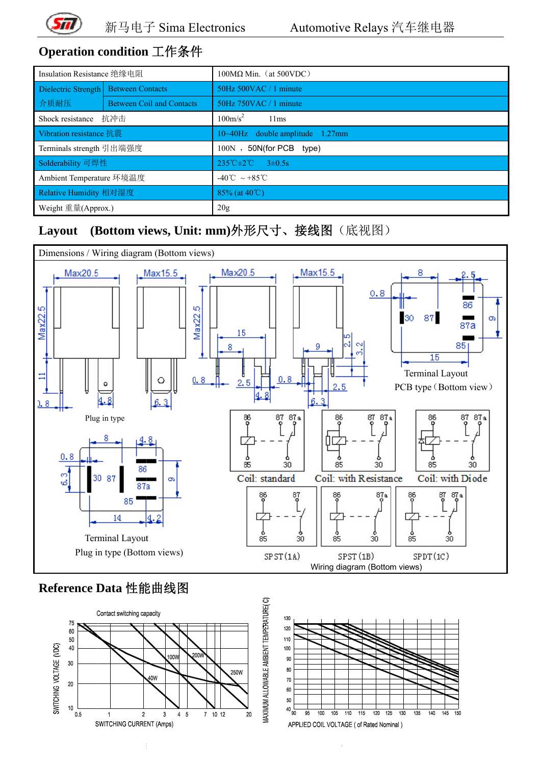## Operation condition 工作条件

| | | |
|---|---|---|
| Insulation Resistance 绝缘电阻 | | 100MΩ Min.（at 500VDC） |
| Dielectric Strength 介质耐压 | Between Contacts | 50Hz 500VAC / 1 minute |
| | Between Coil and Contacts | 50Hz 750VAC / 1 minute |
| Shock resistance 抗冲击 | | $100m/s^2$ 11ms |
| Vibration resistance 抗震 | | 10~40Hz double amplitude 1.27mm |
| Terminals strength 引出端强度 | | 100N ，50N(for PCB type) |
| Solderability 可焊性 | | 235℃±2℃ 3±0.5s |
| Ambient Temperature 环境温度 | | -40℃ ~+85℃ |
| Relative Humidity 相对湿度 | | 85% (at 40℃) |
| Weight 重量(Approx.) | | 20g |

## Layout (Bottom views, Unit: mm)外形尺寸、接线图（底视图）

Dimensions / Wiring diagram (Bottom views)

Max20.5 Max15.5 Max22.5 11 0.8 4.8 6.3

Plug in type

Max20.5 Max15.5 Max22.5 15 8 0.8 2.5 4.8 9 0.8 2.5 6.3 2.5 3.2

8 2.5 0.8 30 87 86 87a 85 9 15

Terminal Layout
PCB type（Bottom view）

8 4.8 0.8 6.3 30 87 86 87a 85 9 14 4.2

Terminal Layout
Plug in type (Bottom views)

86 87 87a 85 30

Coil: standard Coil: with Resistance Coil: with Diode

SPST(1A) SPST(1B) SPDT(1C)

Wiring diagram (Bottom views)

## Reference Data 性能曲线图

Contact switching capacity

SWITCHING VOLTAGE (VDC)

75 60 50 40 30 20 10

100W 200W 250W 40W

0.5 1 2 3 4 5 7 10 12 20

SWITCHING CURRENT (Amps)

MAXIMUM ALLOWABLE AMBIENT TEMPERATURE(C)

130 120 110 100 90 80 70 60 50 40

90 95 100 105 110 115 120 125 130 135 140 145 150

APPLIED COIL VOLTAGE ( of Rated Nominal )